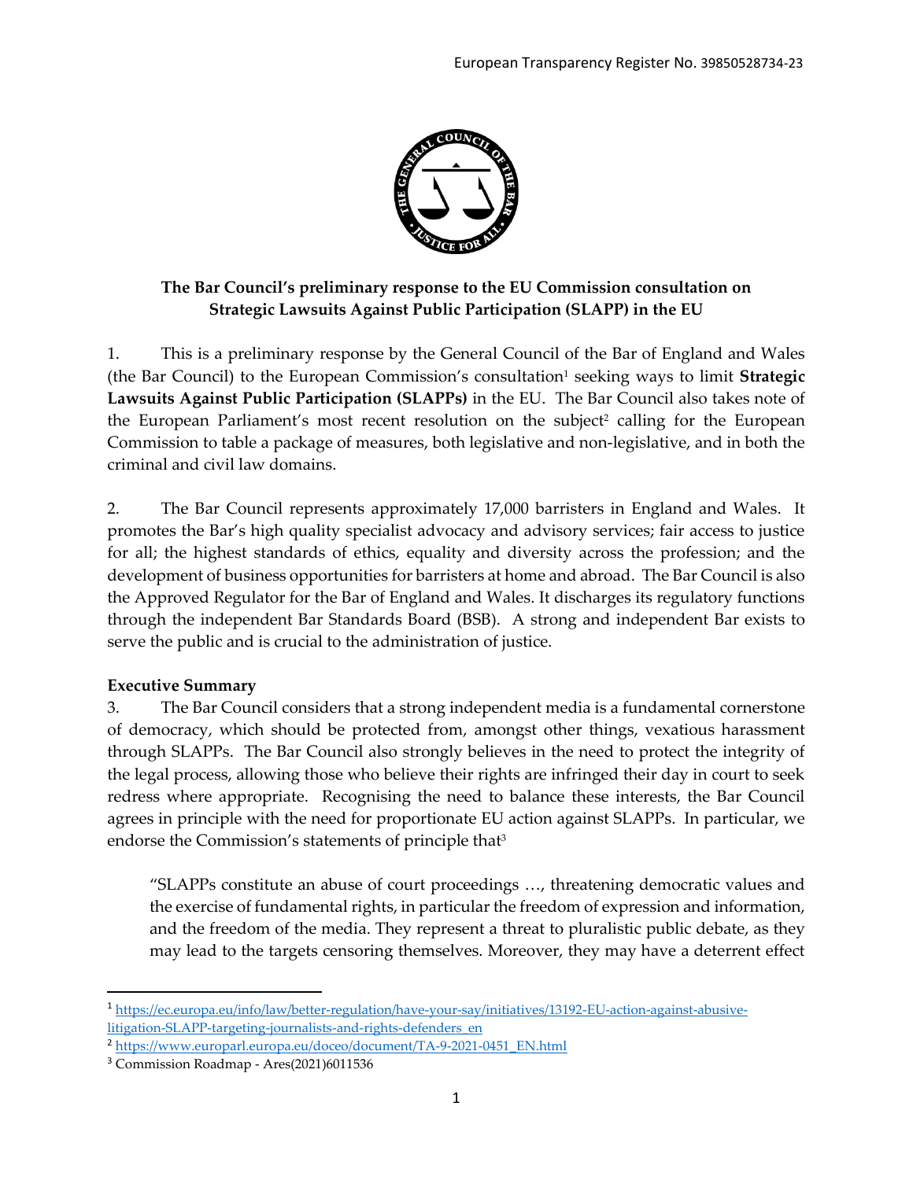European Transparency Register No. 39850528734-23

**The Bar Council's preliminary response to the EU Commission consultation on Strategic Lawsuits Against Public Participation (SLAPP) in the EU**

1. This is a preliminary response by the General Council of the Bar of England and Wales (the Bar Council) to the European Commission's consultation[1] seeking ways to limit **Strategic Lawsuits Against Public Participation (SLAPPs)** in the EU. The Bar Council also takes note of the European Parliament's most recent resolution on the subject[2] calling for the European Commission to table a package of measures, both legislative and non-legislative, and in both the criminal and civil law domains.

2. The Bar Council represents approximately 17,000 barristers in England and Wales. It promotes the Bar's high quality specialist advocacy and advisory services; fair access to justice for all; the highest standards of ethics, equality and diversity across the profession; and the development of business opportunities for barristers at home and abroad. The Bar Council is also the Approved Regulator for the Bar of England and Wales. It discharges its regulatory functions through the independent Bar Standards Board (BSB). A strong and independent Bar exists to serve the public and is crucial to the administration of justice.

**Executive Summary**

3. The Bar Council considers that a strong independent media is a fundamental cornerstone of democracy, which should be protected from, amongst other things, vexatious harassment through SLAPPs. The Bar Council also strongly believes in the need to protect the integrity of the legal process, allowing those who believe their rights are infringed their day in court to seek redress where appropriate. Recognising the need to balance these interests, the Bar Council agrees in principle with the need for proportionate EU action against SLAPPs. In particular, we endorse the Commission's statements of principle that[3]

> "SLAPPs constitute an abuse of court proceedings …, threatening democratic values and the exercise of fundamental rights, in particular the freedom of expression and information, and the freedom of the media. They represent a threat to pluralistic public debate, as they may lead to the targets censoring themselves. Moreover, they may have a deterrent effect

---

[1] https://ec.europa.eu/info/law/better-regulation/have-your-say/initiatives/13192-EU-action-against-abusive-litigation-SLAPP-targeting-journalists-and-rights-defenders_en

[2] https://www.europarl.europa.eu/doceo/document/TA-9-2021-0451_EN.html

[3] Commission Roadmap - Ares(2021)6011536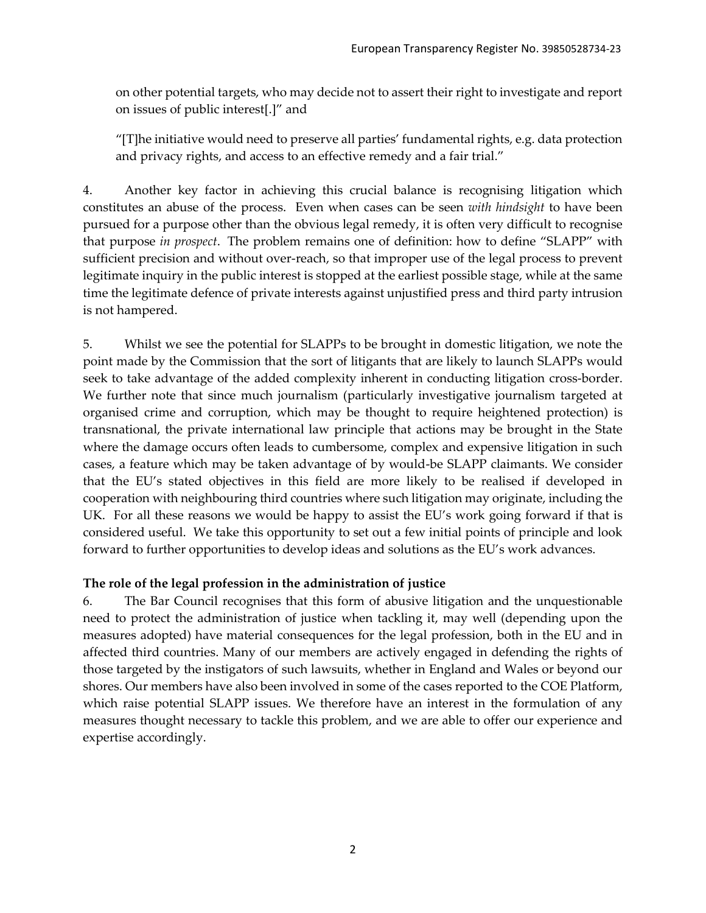on other potential targets, who may decide not to assert their right to investigate and report on issues of public interest[.]" and

"[T]he initiative would need to preserve all parties' fundamental rights, e.g. data protection and privacy rights, and access to an effective remedy and a fair trial."

4. Another key factor in achieving this crucial balance is recognising litigation which constitutes an abuse of the process. Even when cases can be seen *with hindsight* to have been pursued for a purpose other than the obvious legal remedy, it is often very difficult to recognise that purpose *in prospect*. The problem remains one of definition: how to define "SLAPP" with sufficient precision and without over-reach, so that improper use of the legal process to prevent legitimate inquiry in the public interest is stopped at the earliest possible stage, while at the same time the legitimate defence of private interests against unjustified press and third party intrusion is not hampered.

5. Whilst we see the potential for SLAPPs to be brought in domestic litigation, we note the point made by the Commission that the sort of litigants that are likely to launch SLAPPs would seek to take advantage of the added complexity inherent in conducting litigation cross-border. We further note that since much journalism (particularly investigative journalism targeted at organised crime and corruption, which may be thought to require heightened protection) is transnational, the private international law principle that actions may be brought in the State where the damage occurs often leads to cumbersome, complex and expensive litigation in such cases, a feature which may be taken advantage of by would-be SLAPP claimants. We consider that the EU's stated objectives in this field are more likely to be realised if developed in cooperation with neighbouring third countries where such litigation may originate, including the UK. For all these reasons we would be happy to assist the EU's work going forward if that is considered useful. We take this opportunity to set out a few initial points of principle and look forward to further opportunities to develop ideas and solutions as the EU's work advances.

**The role of the legal profession in the administration of justice**

6. The Bar Council recognises that this form of abusive litigation and the unquestionable need to protect the administration of justice when tackling it, may well (depending upon the measures adopted) have material consequences for the legal profession, both in the EU and in affected third countries. Many of our members are actively engaged in defending the rights of those targeted by the instigators of such lawsuits, whether in England and Wales or beyond our shores. Our members have also been involved in some of the cases reported to the COE Platform, which raise potential SLAPP issues. We therefore have an interest in the formulation of any measures thought necessary to tackle this problem, and we are able to offer our experience and expertise accordingly.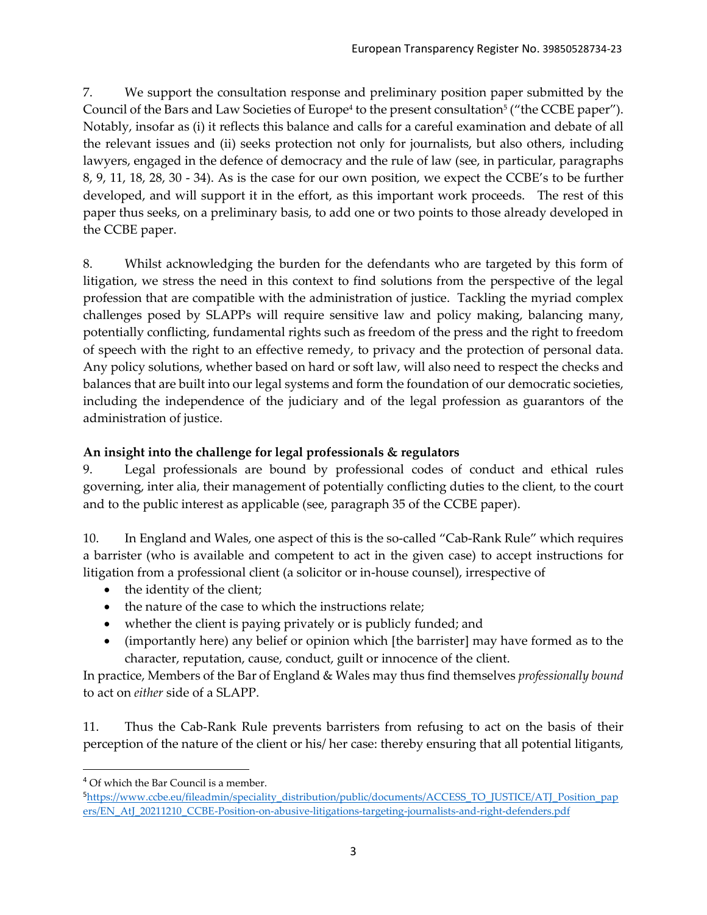7. We support the consultation response and preliminary position paper submitted by the Council of the Bars and Law Societies of Europe[4] to the present consultation[5] ("the CCBE paper"). Notably, insofar as (i) it reflects this balance and calls for a careful examination and debate of all the relevant issues and (ii) seeks protection not only for journalists, but also others, including lawyers, engaged in the defence of democracy and the rule of law (see, in particular, paragraphs 8, 9, 11, 18, 28, 30 - 34). As is the case for our own position, we expect the CCBE's to be further developed, and will support it in the effort, as this important work proceeds. The rest of this paper thus seeks, on a preliminary basis, to add one or two points to those already developed in the CCBE paper.

8. Whilst acknowledging the burden for the defendants who are targeted by this form of litigation, we stress the need in this context to find solutions from the perspective of the legal profession that are compatible with the administration of justice. Tackling the myriad complex challenges posed by SLAPPs will require sensitive law and policy making, balancing many, potentially conflicting, fundamental rights such as freedom of the press and the right to freedom of speech with the right to an effective remedy, to privacy and the protection of personal data. Any policy solutions, whether based on hard or soft law, will also need to respect the checks and balances that are built into our legal systems and form the foundation of our democratic societies, including the independence of the judiciary and of the legal profession as guarantors of the administration of justice.

**An insight into the challenge for legal professionals & regulators**

9. Legal professionals are bound by professional codes of conduct and ethical rules governing, inter alia, their management of potentially conflicting duties to the client, to the court and to the public interest as applicable (see, paragraph 35 of the CCBE paper).

10. In England and Wales, one aspect of this is the so-called "Cab-Rank Rule" which requires a barrister (who is available and competent to act in the given case) to accept instructions for litigation from a professional client (a solicitor or in-house counsel), irrespective of

- the identity of the client;
- the nature of the case to which the instructions relate;
- whether the client is paying privately or is publicly funded; and
- (importantly here) any belief or opinion which [the barrister] may have formed as to the character, reputation, cause, conduct, guilt or innocence of the client.

In practice, Members of the Bar of England & Wales may thus find themselves *professionally bound* to act on *either* side of a SLAPP.

11. Thus the Cab-Rank Rule prevents barristers from refusing to act on the basis of their perception of the nature of the client or his/ her case: thereby ensuring that all potential litigants,

---

[4] Of which the Bar Council is a member.

[5] https://www.ccbe.eu/fileadmin/speciality_distribution/public/documents/ACCESS_TO_JUSTICE/ATJ_Position_papers/EN_AtJ_20211210_CCBE-Position-on-abusive-litigations-targeting-journalists-and-right-defenders.pdf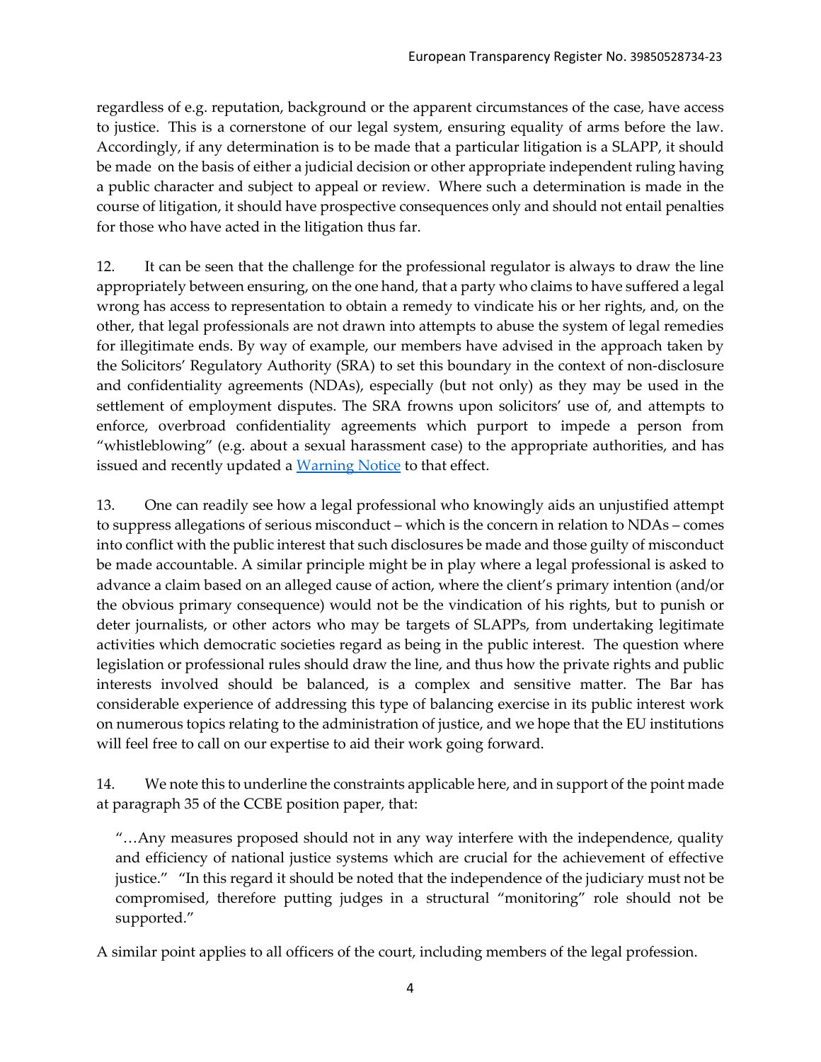regardless of e.g. reputation, background or the apparent circumstances of the case, have access to justice. This is a cornerstone of our legal system, ensuring equality of arms before the law. Accordingly, if any determination is to be made that a particular litigation is a SLAPP, it should be made on the basis of either a judicial decision or other appropriate independent ruling having a public character and subject to appeal or review. Where such a determination is made in the course of litigation, it should have prospective consequences only and should not entail penalties for those who have acted in the litigation thus far.

12. It can be seen that the challenge for the professional regulator is always to draw the line appropriately between ensuring, on the one hand, that a party who claims to have suffered a legal wrong has access to representation to obtain a remedy to vindicate his or her rights, and, on the other, that legal professionals are not drawn into attempts to abuse the system of legal remedies for illegitimate ends. By way of example, our members have advised in the approach taken by the Solicitors' Regulatory Authority (SRA) to set this boundary in the context of non-disclosure and confidentiality agreements (NDAs), especially (but not only) as they may be used in the settlement of employment disputes. The SRA frowns upon solicitors' use of, and attempts to enforce, overbroad confidentiality agreements which purport to impede a person from "whistleblowing" (e.g. about a sexual harassment case) to the appropriate authorities, and has issued and recently updated a Warning Notice to that effect.

13. One can readily see how a legal professional who knowingly aids an unjustified attempt to suppress allegations of serious misconduct – which is the concern in relation to NDAs – comes into conflict with the public interest that such disclosures be made and those guilty of misconduct be made accountable. A similar principle might be in play where a legal professional is asked to advance a claim based on an alleged cause of action, where the client's primary intention (and/or the obvious primary consequence) would not be the vindication of his rights, but to punish or deter journalists, or other actors who may be targets of SLAPPs, from undertaking legitimate activities which democratic societies regard as being in the public interest. The question where legislation or professional rules should draw the line, and thus how the private rights and public interests involved should be balanced, is a complex and sensitive matter. The Bar has considerable experience of addressing this type of balancing exercise in its public interest work on numerous topics relating to the administration of justice, and we hope that the EU institutions will feel free to call on our expertise to aid their work going forward.

14. We note this to underline the constraints applicable here, and in support of the point made at paragraph 35 of the CCBE position paper, that:

> "…Any measures proposed should not in any way interfere with the independence, quality and efficiency of national justice systems which are crucial for the achievement of effective justice." "In this regard it should be noted that the independence of the judiciary must not be compromised, therefore putting judges in a structural "monitoring" role should not be supported."

A similar point applies to all officers of the court, including members of the legal profession.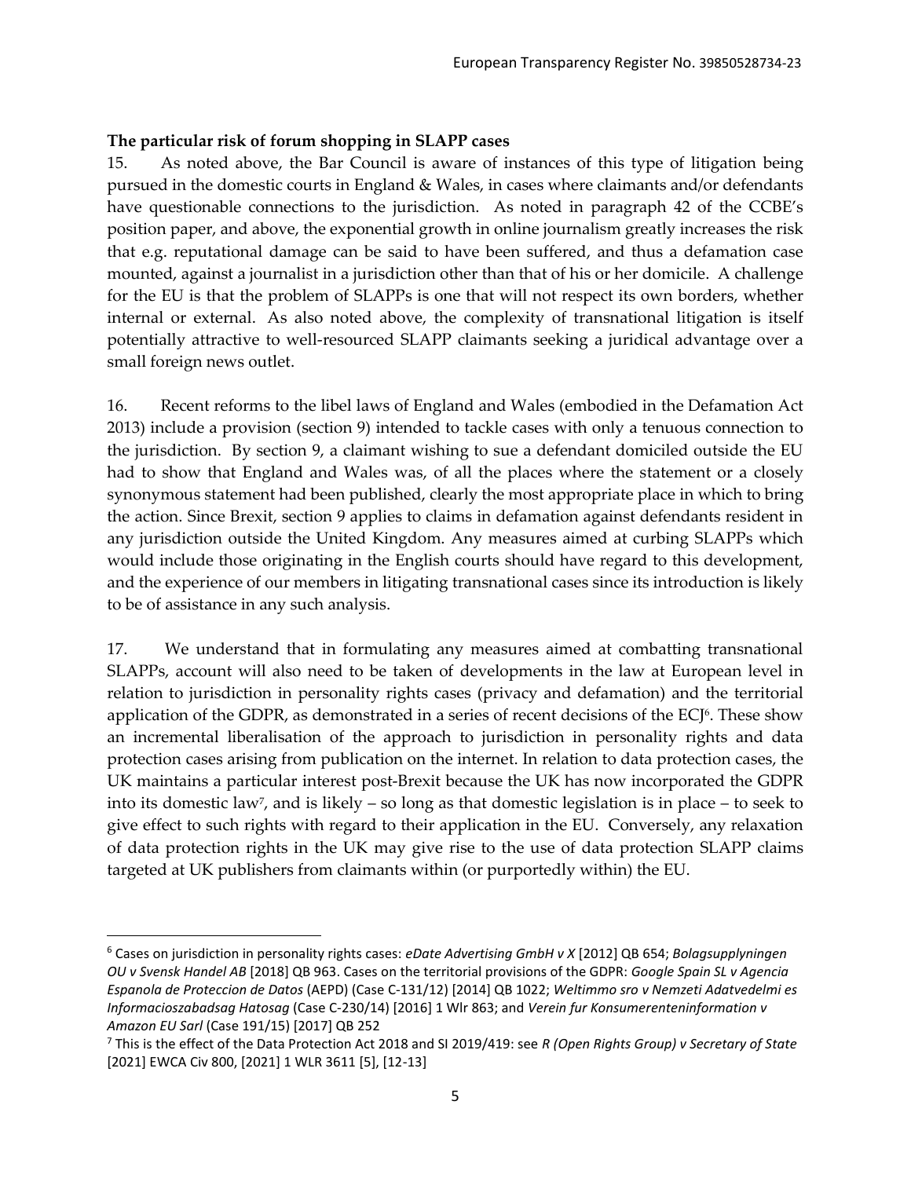**The particular risk of forum shopping in SLAPP cases**

15. As noted above, the Bar Council is aware of instances of this type of litigation being pursued in the domestic courts in England & Wales, in cases where claimants and/or defendants have questionable connections to the jurisdiction. As noted in paragraph 42 of the CCBE's position paper, and above, the exponential growth in online journalism greatly increases the risk that e.g. reputational damage can be said to have been suffered, and thus a defamation case mounted, against a journalist in a jurisdiction other than that of his or her domicile. A challenge for the EU is that the problem of SLAPPs is one that will not respect its own borders, whether internal or external. As also noted above, the complexity of transnational litigation is itself potentially attractive to well-resourced SLAPP claimants seeking a juridical advantage over a small foreign news outlet.

16. Recent reforms to the libel laws of England and Wales (embodied in the Defamation Act 2013) include a provision (section 9) intended to tackle cases with only a tenuous connection to the jurisdiction. By section 9, a claimant wishing to sue a defendant domiciled outside the EU had to show that England and Wales was, of all the places where the statement or a closely synonymous statement had been published, clearly the most appropriate place in which to bring the action. Since Brexit, section 9 applies to claims in defamation against defendants resident in any jurisdiction outside the United Kingdom. Any measures aimed at curbing SLAPPs which would include those originating in the English courts should have regard to this development, and the experience of our members in litigating transnational cases since its introduction is likely to be of assistance in any such analysis.

17. We understand that in formulating any measures aimed at combatting transnational SLAPPs, account will also need to be taken of developments in the law at European level in relation to jurisdiction in personality rights cases (privacy and defamation) and the territorial application of the GDPR, as demonstrated in a series of recent decisions of the ECJ[6]. These show an incremental liberalisation of the approach to jurisdiction in personality rights and data protection cases arising from publication on the internet. In relation to data protection cases, the UK maintains a particular interest post-Brexit because the UK has now incorporated the GDPR into its domestic law[7], and is likely – so long as that domestic legislation is in place – to seek to give effect to such rights with regard to their application in the EU. Conversely, any relaxation of data protection rights in the UK may give rise to the use of data protection SLAPP claims targeted at UK publishers from claimants within (or purportedly within) the EU.

---

[6] Cases on jurisdiction in personality rights cases: *eDate Advertising GmbH v X* [2012] QB 654; *Bolagsupplyningen OU v Svensk Handel AB* [2018] QB 963. Cases on the territorial provisions of the GDPR: *Google Spain SL v Agencia Espanola de Proteccion de Datos* (AEPD) (Case C-131/12) [2014] QB 1022; *Weltimmo sro v Nemzeti Adatvedelmi es Informacioszabadsag Hatosag* (Case C-230/14) [2016] 1 Wlr 863; and *Verein fur Konsumerenteninformation v Amazon EU Sarl* (Case 191/15) [2017] QB 252

[7] This is the effect of the Data Protection Act 2018 and SI 2019/419: see *R (Open Rights Group) v Secretary of State* [2021] EWCA Civ 800, [2021] 1 WLR 3611 [5], [12-13]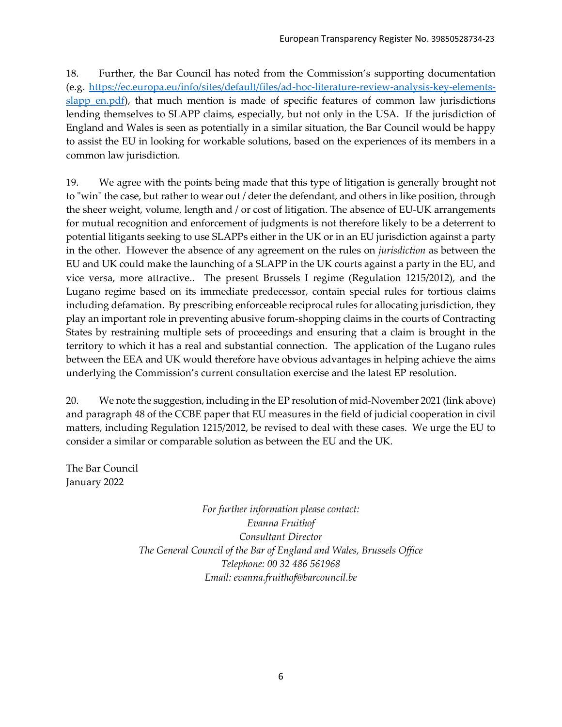18. Further, the Bar Council has noted from the Commission's supporting documentation (e.g. [https://ec.europa.eu/info/sites/default/files/ad-hoc-literature-review-analysis-key-elements-slapp_en.pdf](https://ec.europa.eu/info/sites/default/files/ad-hoc-literature-review-analysis-key-elements-slapp_en.pdf)), that much mention is made of specific features of common law jurisdictions lending themselves to SLAPP claims, especially, but not only in the USA. If the jurisdiction of England and Wales is seen as potentially in a similar situation, the Bar Council would be happy to assist the EU in looking for workable solutions, based on the experiences of its members in a common law jurisdiction.

19. We agree with the points being made that this type of litigation is generally brought not to "win" the case, but rather to wear out / deter the defendant, and others in like position, through the sheer weight, volume, length and / or cost of litigation. The absence of EU-UK arrangements for mutual recognition and enforcement of judgments is not therefore likely to be a deterrent to potential litigants seeking to use SLAPPs either in the UK or in an EU jurisdiction against a party in the other. However the absence of any agreement on the rules on *jurisdiction* as between the EU and UK could make the launching of a SLAPP in the UK courts against a party in the EU, and vice versa, more attractive.. The present Brussels I regime (Regulation 1215/2012), and the Lugano regime based on its immediate predecessor, contain special rules for tortious claims including defamation. By prescribing enforceable reciprocal rules for allocating jurisdiction, they play an important role in preventing abusive forum-shopping claims in the courts of Contracting States by restraining multiple sets of proceedings and ensuring that a claim is brought in the territory to which it has a real and substantial connection. The application of the Lugano rules between the EEA and UK would therefore have obvious advantages in helping achieve the aims underlying the Commission's current consultation exercise and the latest EP resolution.

20. We note the suggestion, including in the EP resolution of mid-November 2021 (link above) and paragraph 48 of the CCBE paper that EU measures in the field of judicial cooperation in civil matters, including Regulation 1215/2012, be revised to deal with these cases. We urge the EU to consider a similar or comparable solution as between the EU and the UK.

The Bar Council
January 2022

*For further information please contact:*
*Evanna Fruithof*
*Consultant Director*
*The General Council of the Bar of England and Wales, Brussels Office*
*Telephone: 00 32 486 561968*
*Email: evanna.fruithof@barcouncil.be*